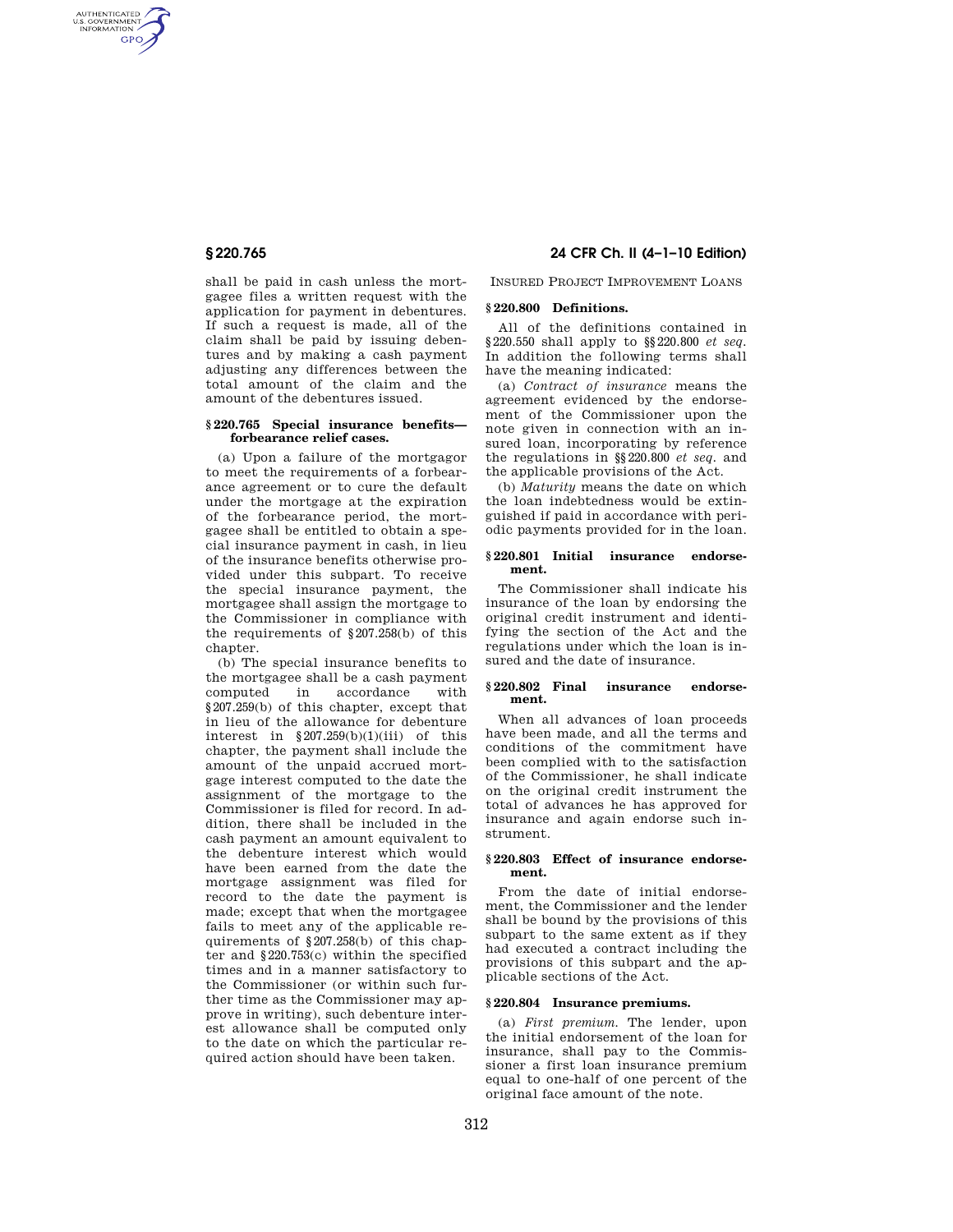shall be paid in cash unless the mortgagee files a written request with the application for payment in debentures. If such a request is made, all of the claim shall be paid by issuing debentures and by making a cash payment adjusting any differences between the total amount of the claim and the amount of the debentures issued.

### § 220.765 Special insurance benefits—forbearance relief cases.

(a) Upon a failure of the mortgagor to meet the requirements of a forbearance agreement or to cure the default under the mortgage at the expiration of the forbearance period, the mortgagee shall be entitled to obtain a special insurance payment in cash, in lieu of the insurance benefits otherwise provided under this subpart. To receive the special insurance payment, the mortgagee shall assign the mortgage to the Commissioner in compliance with the requirements of § 207.258(b) of this chapter.

(b) The special insurance benefits to the mortgagee shall be a cash payment computed in accordance with § 207.259(b) of this chapter, except that in lieu of the allowance for debenture interest in § 207.259(b)(1)(iii) of this chapter, the payment shall include the amount of the unpaid accrued mortgage interest computed to the date the assignment of the mortgage to the Commissioner is filed for record. In addition, there shall be included in the cash payment an amount equivalent to the debenture interest which would have been earned from the date the mortgage assignment was filed for record to the date the payment is made; except that when the mortgagee fails to meet any of the applicable requirements of § 207.258(b) of this chapter and § 220.753(c) within the specified times and in a manner satisfactory to the Commissioner (or within such further time as the Commissioner may approve in writing), such debenture interest allowance shall be computed only to the date on which the particular required action should have been taken.

## Insured Project Improvement Loans

### § 220.800 Definitions.

All of the definitions contained in § 220.550 shall apply to §§ 220.800 *et seq.* In addition the following terms shall have the meaning indicated:

(a) *Contract of insurance* means the agreement evidenced by the endorsement of the Commissioner upon the note given in connection with an insured loan, incorporating by reference the regulations in §§ 220.800 *et seq.* and the applicable provisions of the Act.

(b) *Maturity* means the date on which the loan indebtedness would be extinguished if paid in accordance with periodic payments provided for in the loan.

### § 220.801 Initial insurance endorsement.

The Commissioner shall indicate his insurance of the loan by endorsing the original credit instrument and identifying the section of the Act and the regulations under which the loan is insured and the date of insurance.

### § 220.802 Final insurance endorsement.

When all advances of loan proceeds have been made, and all the terms and conditions of the commitment have been complied with to the satisfaction of the Commissioner, he shall indicate on the original credit instrument the total of advances he has approved for insurance and again endorse such instrument.

### § 220.803 Effect of insurance endorsement.

From the date of initial endorsement, the Commissioner and the lender shall be bound by the provisions of this subpart to the same extent as if they had executed a contract including the provisions of this subpart and the applicable sections of the Act.

### § 220.804 Insurance premiums.

(a) *First premium.* The lender, upon the initial endorsement of the loan for insurance, shall pay to the Commissioner a first loan insurance premium equal to one-half of one percent of the original face amount of the note.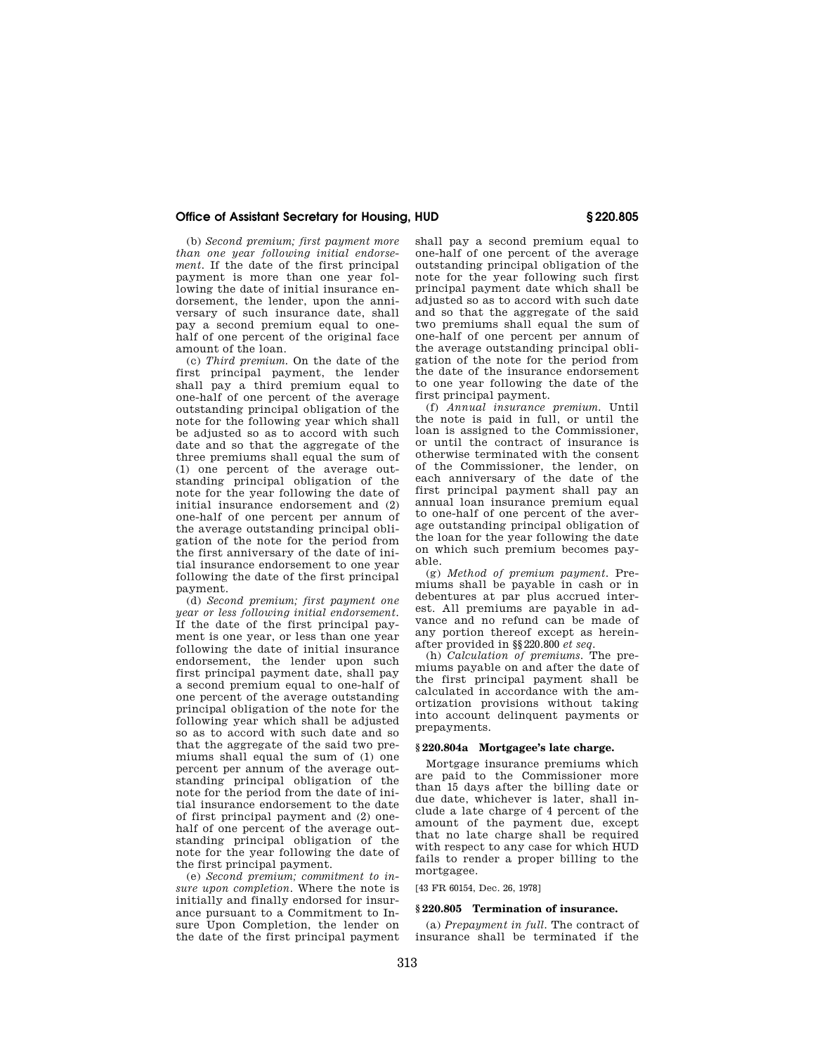(b) *Second premium; first payment more than one year following initial endorsement.* If the date of the first principal payment is more than one year following the date of initial insurance endorsement, the lender, upon the anniversary of such insurance date, shall pay a second premium equal to one-half of one percent of the original face amount of the loan.

(c) *Third premium.* On the date of the first principal payment, the lender shall pay a third premium equal to one-half of one percent of the average outstanding principal obligation of the note for the following year which shall be adjusted so as to accord with such date and so that the aggregate of the three premiums shall equal the sum of (1) one percent of the average outstanding principal obligation of the note for the year following the date of initial insurance endorsement and (2) one-half of one percent per annum of the average outstanding principal obligation of the note for the period from the first anniversary of the date of initial insurance endorsement to one year following the date of the first principal payment.

(d) *Second premium; first payment one year or less following initial endorsement.* If the date of the first principal payment is one year, or less than one year following the date of initial insurance endorsement, the lender upon such first principal payment date, shall pay a second premium equal to one-half of one percent of the average outstanding principal obligation of the note for the following year which shall be adjusted so as to accord with such date and so that the aggregate of the said two premiums shall equal the sum of (1) one percent per annum of the average outstanding principal obligation of the note for the period from the date of initial insurance endorsement to the date of first principal payment and (2) one-half of one percent of the average outstanding principal obligation of the note for the year following the date of the first principal payment.

(e) *Second premium; commitment to insure upon completion.* Where the note is initially and finally endorsed for insurance pursuant to a Commitment to Insure Upon Completion, the lender on the date of the first principal payment shall pay a second premium equal to one-half of one percent of the average outstanding principal obligation of the note for the year following such first principal payment date which shall be adjusted so as to accord with such date and so that the aggregate of the said two premiums shall equal the sum of one-half of one percent per annum of the average outstanding principal obligation of the note for the period from the date of the insurance endorsement to one year following the date of the first principal payment.

(f) *Annual insurance premium.* Until the note is paid in full, or until the loan is assigned to the Commissioner, or until the contract of insurance is otherwise terminated with the consent of the Commissioner, the lender, on each anniversary of the date of the first principal payment shall pay an annual loan insurance premium equal to one-half of one percent of the average outstanding principal obligation of the loan for the year following the date on which such premium becomes payable.

(g) *Method of premium payment.* Premiums shall be payable in cash or in debentures at par plus accrued interest. All premiums are payable in advance and no refund can be made of any portion thereof except as hereinafter provided in §§220.800 *et seq.*

(h) *Calculation of premiums.* The premiums payable on and after the date of the first principal payment shall be calculated in accordance with the amortization provisions without taking into account delinquent payments or prepayments.

### § 220.804a Mortgagee's late charge.

Mortgage insurance premiums which are paid to the Commissioner more than 15 days after the billing date or due date, whichever is later, shall include a late charge of 4 percent of the amount of the payment due, except that no late charge shall be required with respect to any case for which HUD fails to render a proper billing to the mortgagee.

[43 FR 60154, Dec. 26, 1978]

### § 220.805 Termination of insurance.

(a) *Prepayment in full.* The contract of insurance shall be terminated if the